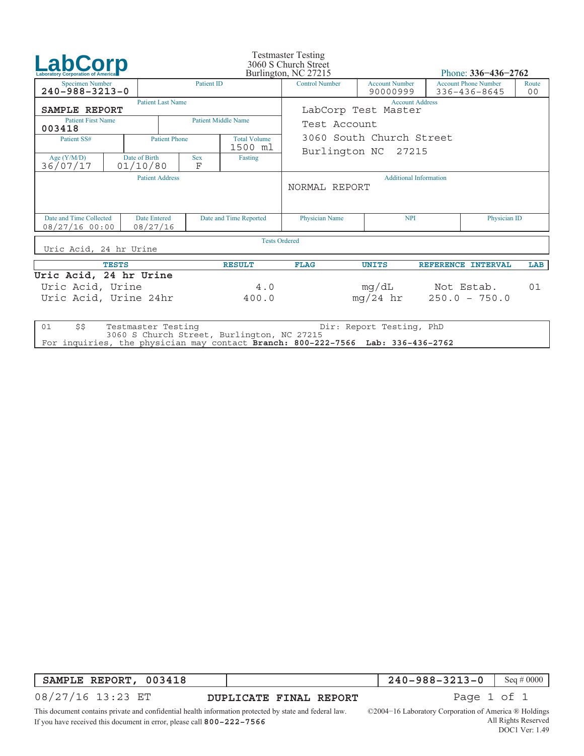# LabCorp

Laboratory Corporation of America

Testmaster Testing
3060 S Church Street
Burlington, NC 27215

Phone: **336-436-2762**

| Specimen Number | Patient ID | Control Number | Account Number | Account Phone Number | Route |
|---|---|---|---|---|---|
| 240-988-3213-0 | | | 90000999 | 336-436-8645 | 00 |

| Patient Last Name | | | | Account Address |
|---|---|---|---|---|
| SAMPLE REPORT | | | | LabCorp Test Master<br>Test Account<br>3060 South Church Street<br>Burlington NC 27215 |
| **Patient First Name** | **Patient Middle Name** | | | |
| 003418 | | | | |
| **Patient SS#** | **Patient Phone** | **Total Volume** | | |
| | | 1500 ml | | |
| **Age (Y/M/D)** | **Date of Birth** | **Sex** | **Fasting** | |
| 36/07/17 | 01/10/80 | F | | |

| Patient Address | Additional Information |
|---|---|
| | NORMAL REPORT |

| Date and Time Collected | Date Entered | Date and Time Reported | Physician Name | NPI | Physician ID |
|---|---|---|---|---|---|
| 08/27/16 00:00 | 08/27/16 | | | | |

**Tests Ordered**

Uric Acid, 24 hr Urine

| TESTS | RESULT | FLAG | UNITS | REFERENCE INTERVAL | LAB |
|---|---|---|---|---|---|
| **Uric Acid, 24 hr Urine** | | | | | |
| Uric Acid, Urine | 4.0 | | mg/dL | Not Estab. | 01 |
| Uric Acid, Urine 24hr | 400.0 | | mg/24 hr | 250.0 - 750.0 | |

```
01    $$    Testmaster Testing                           Dir: Report Testing, PhD
            3060 S Church Street, Burlington, NC 27215
For inquiries, the physician may contact Branch: 800-222-7566  Lab: 336-436-2762
```

| SAMPLE REPORT, 003418 | | 240-988-3213-0 | Seq # 0000 |
|---|---|---|---|

08/27/16 13:23 ET

**DUPLICATE FINAL REPORT**

This document contains private and confidential health information protected by state and federal law.
If you have received this document in error, please call **800-222-7566**

©2004-16 Laboratory Corporation of America ® Holdings
All Rights Reserved
DOC1 Ver: 1.49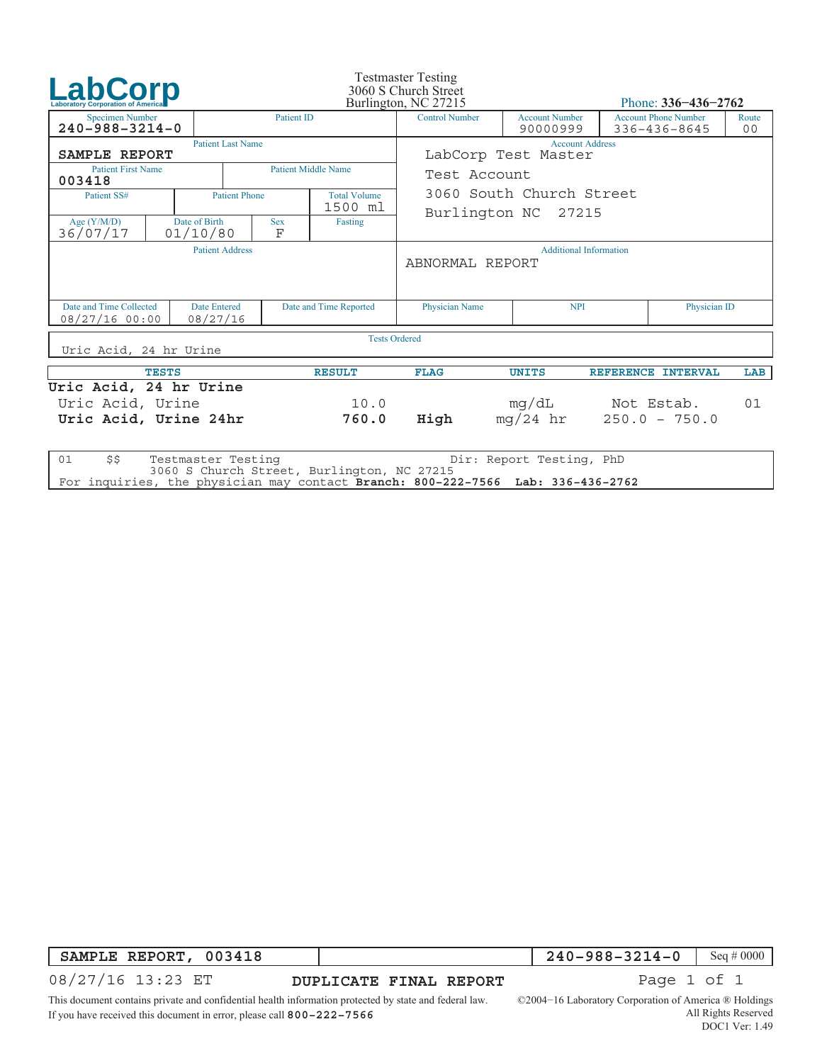# LabCorp
Laboratory Corporation of America

Testmaster Testing
3060 S Church Street
Burlington, NC 27215

Phone: **336-436-2762**

| Specimen Number | Patient ID | Control Number | Account Number | Account Phone Number | Route |
|---|---|---|---|---|---|
| **240-988-3214-0** | | | 90000999 | 336-436-8645 | 00 |

| Patient Last Name | | Account Address |
|---|---|---|
| **SAMPLE REPORT** | | LabCorp Test Master<br>Test Account<br>3060 South Church Street<br>Burlington NC 27215 |

| Patient First Name | Patient Middle Name |
|---|---|
| **003418** | |

| Patient SS# | Patient Phone | Total Volume |
|---|---|---|
| | | 1500 ml |

| Age (Y/M/D) | Date of Birth | Sex | Fasting |
|---|---|---|---|
| 36/07/17 | 01/10/80 | F | |

| Patient Address | Additional Information |
|---|---|
| | ABNORMAL REPORT |

| Date and Time Collected | Date Entered | Date and Time Reported | Physician Name | NPI | Physician ID |
|---|---|---|---|---|---|
| 08/27/16 00:00 | 08/27/16 | | | | |

**Tests Ordered**

Uric Acid, 24 hr Urine

| TESTS | RESULT | FLAG | UNITS | REFERENCE INTERVAL | LAB |
|---|---|---|---|---|---|
| **Uric Acid, 24 hr Urine** | | | | | |
| Uric Acid, Urine | 10.0 | | mg/dL | Not Estab. | 01 |
| **Uric Acid, Urine 24hr** | **760.0** | **High** | mg/24 hr | 250.0 - 750.0 | |

01 $$ Testmaster Testing Dir: Report Testing, PhD
3060 S Church Street, Burlington, NC 27215
For inquiries, the physician may contact **Branch: 800-222-7566 Lab: 336-436-2762**

| | | | |
|---|---|---|---|
| **SAMPLE REPORT, 003418** | | **240-988-3214-0** | Seq # 0000 |

08/27/16 13:23 ET **DUPLICATE FINAL REPORT**

This document contains private and confidential health information protected by state and federal law.
If you have received this document in error, please call **800-222-7566**

©2004-16 Laboratory Corporation of America ® Holdings
All Rights Reserved
DOC1 Ver: 1.49